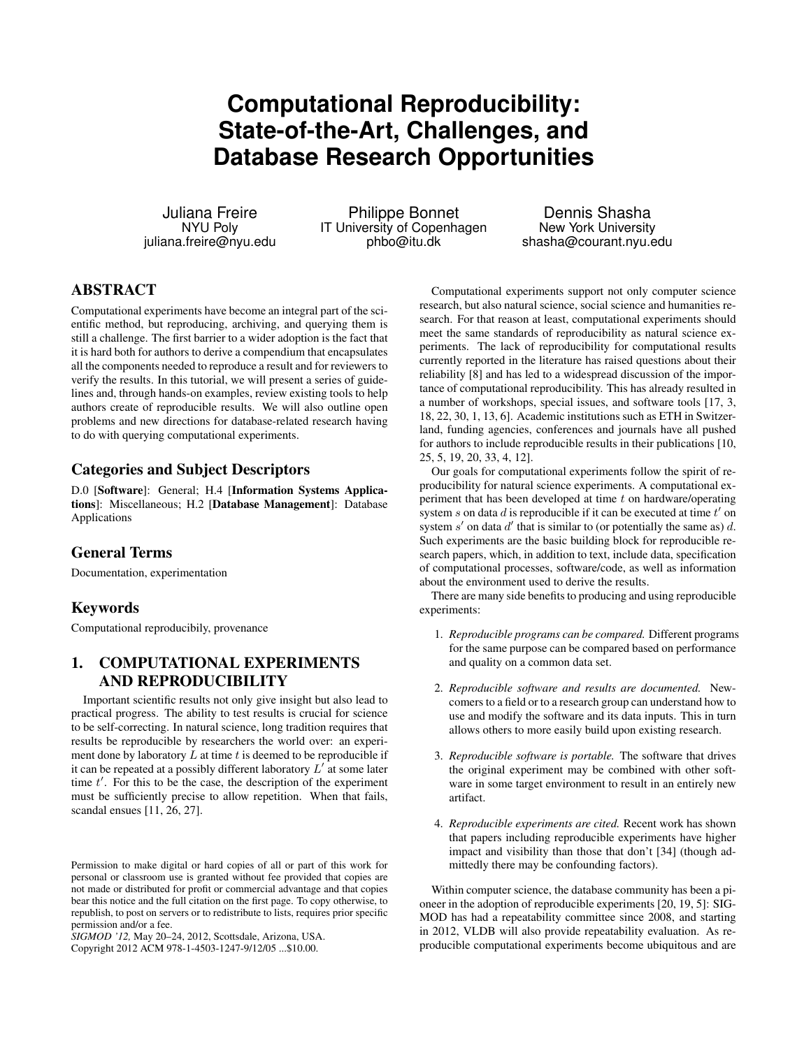# Computational Reproducibility: State-of-the-Art, Challenges, and Database Research Opportunities

Juliana Freire
NYU Poly
juliana.freire@nyu.edu

Philippe Bonnet
IT University of Copenhagen
phbo@itu.dk

Dennis Shasha
New York University
shasha@courant.nyu.edu

## ABSTRACT

Computational experiments have become an integral part of the scientific method, but reproducing, archiving, and querying them is still a challenge. The first barrier to a wider adoption is the fact that it is hard both for authors to derive a compendium that encapsulates all the components needed to reproduce a result and for reviewers to verify the results. In this tutorial, we will present a series of guidelines and, through hands-on examples, review existing tools to help authors create of reproducible results. We will also outline open problems and new directions for database-related research having to do with querying computational experiments.

## Categories and Subject Descriptors

D.0 [**Software**]: General; H.4 [**Information Systems Applications**]: Miscellaneous; H.2 [**Database Management**]: Database Applications

## General Terms

Documentation, experimentation

## Keywords

Computational reproducibily, provenance

## 1. COMPUTATIONAL EXPERIMENTS AND REPRODUCIBILITY

Important scientific results not only give insight but also lead to practical progress. The ability to test results is crucial for science to be self-correcting. In natural science, long tradition requires that results be reproducible by researchers the world over: an experiment done by laboratory $L$ at time $t$ is deemed to be reproducible if it can be repeated at a possibly different laboratory $L'$ at some later time $t'$. For this to be the case, the description of the experiment must be sufficiently precise to allow repetition. When that fails, scandal ensues [11, 26, 27].

Permission to make digital or hard copies of all or part of this work for personal or classroom use is granted without fee provided that copies are not made or distributed for profit or commercial advantage and that copies bear this notice and the full citation on the first page. To copy otherwise, to republish, to post on servers or to redistribute to lists, requires prior specific permission and/or a fee.
*SIGMOD '12,* May 20–24, 2012, Scottsdale, Arizona, USA.
Copyright 2012 ACM 978-1-4503-1247-9/12/05 ...$10.00.

Computational experiments support not only computer science research, but also natural science, social science and humanities research. For that reason at least, computational experiments should meet the same standards of reproducibility as natural science experiments. The lack of reproducibility for computational results currently reported in the literature has raised questions about their reliability [8] and has led to a widespread discussion of the importance of computational reproducibility. This has already resulted in a number of workshops, special issues, and software tools [17, 3, 18, 22, 30, 1, 13, 6]. Academic institutions such as ETH in Switzerland, funding agencies, conferences and journals have all pushed for authors to include reproducible results in their publications [10, 25, 5, 19, 20, 33, 4, 12].

Our goals for computational experiments follow the spirit of reproducibility for natural science experiments. A computational experiment that has been developed at time $t$ on hardware/operating system $s$ on data $d$ is reproducible if it can be executed at time $t'$ on system $s'$ on data $d'$ that is similar to (or potentially the same as) $d$. Such experiments are the basic building block for reproducible research papers, which, in addition to text, include data, specification of computational processes, software/code, as well as information about the environment used to derive the results.

There are many side benefits to producing and using reproducible experiments:

1. *Reproducible programs can be compared.* Different programs for the same purpose can be compared based on performance and quality on a common data set.
2. *Reproducible software and results are documented.* Newcomers to a field or to a research group can understand how to use and modify the software and its data inputs. This in turn allows others to more easily build upon existing research.
3. *Reproducible software is portable.* The software that drives the original experiment may be combined with other software in some target environment to result in an entirely new artifact.
4. *Reproducible experiments are cited.* Recent work has shown that papers including reproducible experiments have higher impact and visibility than those that don't [34] (though admittedly there may be confounding factors).

Within computer science, the database community has been a pioneer in the adoption of reproducible experiments [20, 19, 5]: SIGMOD has had a repeatability committee since 2008, and starting in 2012, VLDB will also provide repeatability evaluation. As reproducible computational experiments become ubiquitous and are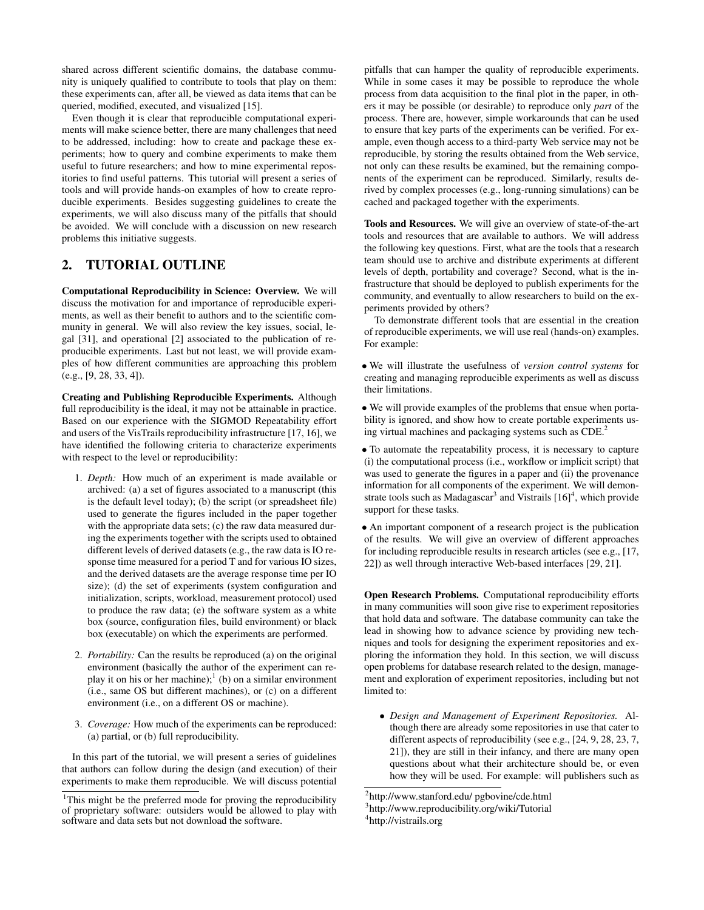shared across different scientific domains, the database community is uniquely qualified to contribute to tools that play on them: these experiments can, after all, be viewed as data items that can be queried, modified, executed, and visualized [15].

Even though it is clear that reproducible computational experiments will make science better, there are many challenges that need to be addressed, including: how to create and package these experiments; how to query and combine experiments to make them useful to future researchers; and how to mine experimental repositories to find useful patterns. This tutorial will present a series of tools and will provide hands-on examples of how to create reproducible experiments. Besides suggesting guidelines to create the experiments, we will also discuss many of the pitfalls that should be avoided. We will conclude with a discussion on new research problems this initiative suggests.

## 2. TUTORIAL OUTLINE

**Computational Reproducibility in Science: Overview.** We will discuss the motivation for and importance of reproducible experiments, as well as their benefit to authors and to the scientific community in general. We will also review the key issues, social, legal [31], and operational [2] associated to the publication of reproducible experiments. Last but not least, we will provide examples of how different communities are approaching this problem (e.g., [9, 28, 33, 4]).

**Creating and Publishing Reproducible Experiments.** Although full reproducibility is the ideal, it may not be attainable in practice. Based on our experience with the SIGMOD Repeatability effort and users of the VisTrails reproducibility infrastructure [17, 16], we have identified the following criteria to characterize experiments with respect to the level or reproducibility:

1. *Depth:* How much of an experiment is made available or archived: (a) a set of figures associated to a manuscript (this is the default level today); (b) the script (or spreadsheet file) used to generate the figures included in the paper together with the appropriate data sets; (c) the raw data measured during the experiments together with the scripts used to obtained different levels of derived datasets (e.g., the raw data is IO response time measured for a period T and for various IO sizes, and the derived datasets are the average response time per IO size); (d) the set of experiments (system configuration and initialization, scripts, workload, measurement protocol) used to produce the raw data; (e) the software system as a white box (source, configuration files, build environment) or black box (executable) on which the experiments are performed.
2. *Portability:* Can the results be reproduced (a) on the original environment (basically the author of the experiment can replay it on his or her machine);[1] (b) on a similar environment (i.e., same OS but different machines), or (c) on a different environment (i.e., on a different OS or machine).
3. *Coverage:* How much of the experiments can be reproduced: (a) partial, or (b) full reproducibility.

In this part of the tutorial, we will present a series of guidelines that authors can follow during the design (and execution) of their experiments to make them reproducible. We will discuss potential pitfalls that can hamper the quality of reproducible experiments. While in some cases it may be possible to reproduce the whole process from data acquisition to the final plot in the paper, in others it may be possible (or desirable) to reproduce only *part* of the process. There are, however, simple workarounds that can be used to ensure that key parts of the experiments can be verified. For example, even though access to a third-party Web service may not be reproducible, by storing the results obtained from the Web service, not only can these results be examined, but the remaining components of the experiment can be reproduced. Similarly, results derived by complex processes (e.g., long-running simulations) can be cached and packaged together with the experiments.

**Tools and Resources.** We will give an overview of state-of-the-art tools and resources that are available to authors. We will address the following key questions. First, what are the tools that a research team should use to archive and distribute experiments at different levels of depth, portability and coverage? Second, what is the infrastructure that should be deployed to publish experiments for the community, and eventually to allow researchers to build on the experiments provided by others?

To demonstrate different tools that are essential in the creation of reproducible experiments, we will use real (hands-on) examples. For example:

- We will illustrate the usefulness of *version control systems* for creating and managing reproducible experiments as well as discuss their limitations.
- We will provide examples of the problems that ensue when portability is ignored, and show how to create portable experiments using virtual machines and packaging systems such as CDE.[2]
- To automate the repeatability process, it is necessary to capture (i) the computational process (i.e., workflow or implicit script) that was used to generate the figures in a paper and (ii) the provenance information for all components of the experiment. We will demonstrate tools such as Madagascar[3] and Vistrails [16][4], which provide support for these tasks.
- An important component of a research project is the publication of the results. We will give an overview of different approaches for including reproducible results in research articles (see e.g., [17, 22]) as well through interactive Web-based interfaces [29, 21].

**Open Research Problems.** Computational reproducibility efforts in many communities will soon give rise to experiment repositories that hold data and software. The database community can take the lead in showing how to advance science by providing new techniques and tools for designing the experiment repositories and exploring the information they hold. In this section, we will discuss open problems for database research related to the design, management and exploration of experiment repositories, including but not limited to:

- *Design and Management of Experiment Repositories.* Although there are already some repositories in use that cater to different aspects of reproducibility (see e.g., [24, 9, 28, 23, 7, 21]), they are still in their infancy, and there are many open questions about what their architecture should be, or even how they will be used. For example: will publishers such as

---

[1] This might be the preferred mode for proving the reproducibility of proprietary software: outsiders would be allowed to play with software and data sets but not download the software.

[2] http://www.stanford.edu/ pgbovine/cde.html

[3] http://www.reproducibility.org/wiki/Tutorial

[4] http://vistrails.org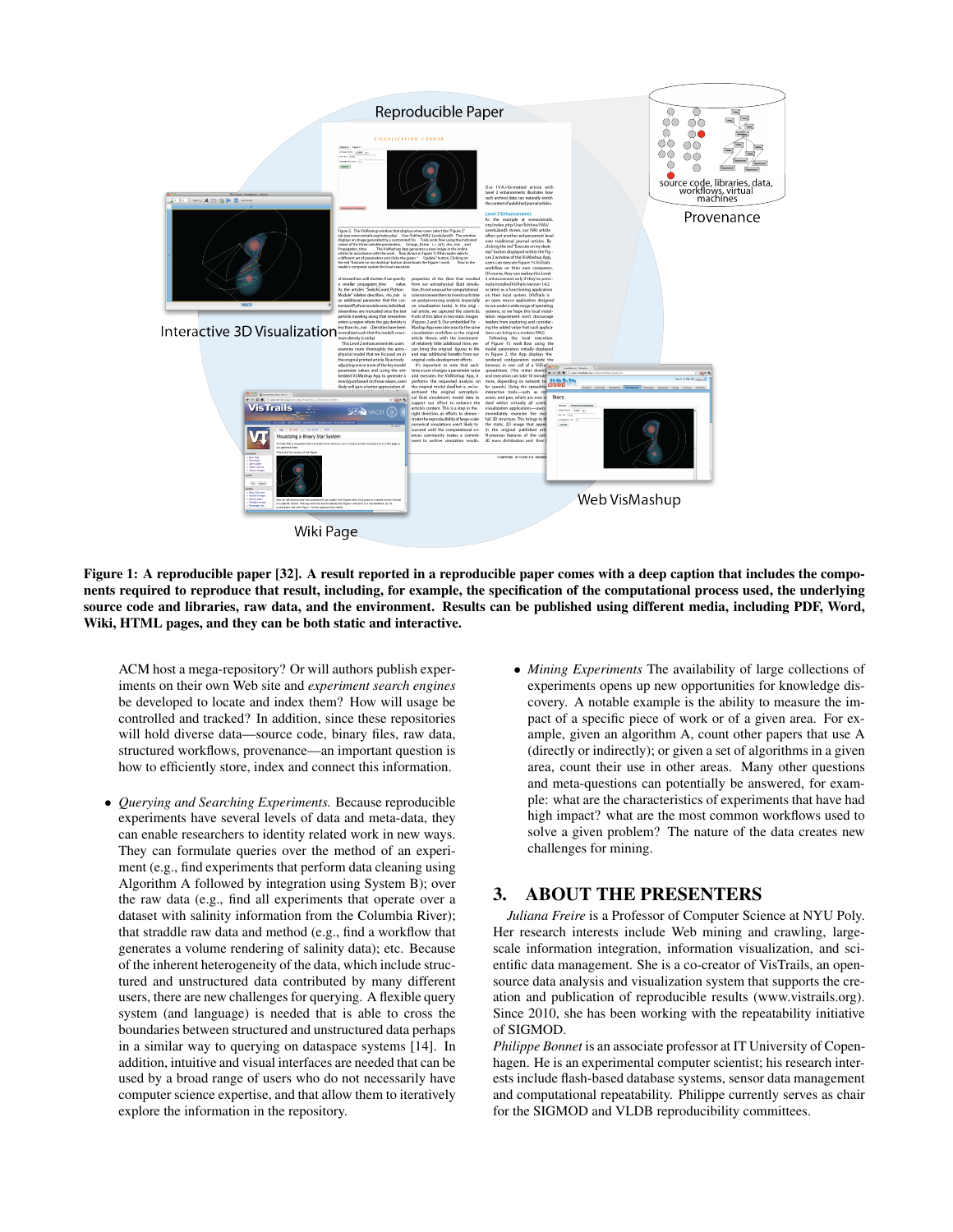Reproducible Paper

Provenance

source code, libraries, data, workflows, virtual machines

Interactive 3D Visualization

Web VisMashup

Wiki Page

**Figure 1: A reproducible paper [32]. A result reported in a reproducible paper comes with a deep caption that includes the components required to reproduce that result, including, for example, the specification of the computational process used, the underlying source code and libraries, raw data, and the environment. Results can be published using different media, including PDF, Word, Wiki, HTML pages, and they can be both static and interactive.**

ACM host a mega-repository? Or will authors publish experiments on their own Web site and *experiment search engines* be developed to locate and index them? How will usage be controlled and tracked? In addition, since these repositories will hold diverse data—source code, binary files, raw data, structured workflows, provenance—an important question is how to efficiently store, index and connect this information.

- *Querying and Searching Experiments.* Because reproducible experiments have several levels of data and meta-data, they can enable researchers to identity related work in new ways. They can formulate queries over the method of an experiment (e.g., find experiments that perform data cleaning using Algorithm A followed by integration using System B); over the raw data (e.g., find all experiments that operate over a dataset with salinity information from the Columbia River); that straddle raw data and method (e.g., find a workflow that generates a volume rendering of salinity data); etc. Because of the inherent heterogeneity of the data, which include structured and unstructured data contributed by many different users, there are new challenges for querying. A flexible query system (and language) is needed that is able to cross the boundaries between structured and unstructured data perhaps in a similar way to querying on dataspace systems [14]. In addition, intuitive and visual interfaces are needed that can be used by a broad range of users who do not necessarily have computer science expertise, and that allow them to iteratively explore the information in the repository.

- *Mining Experiments* The availability of large collections of experiments opens up new opportunities for knowledge discovery. A notable example is the ability to measure the impact of a specific piece of work or of a given area. For example, given an algorithm A, count other papers that use A (directly or indirectly); or given a set of algorithms in a given area, count their use in other areas. Many other questions and meta-questions can potentially be answered, for example: what are the characteristics of experiments that have had high impact? what are the most common workflows used to solve a given problem? The nature of the data creates new challenges for mining.

## 3. ABOUT THE PRESENTERS

*Juliana Freire* is a Professor of Computer Science at NYU Poly. Her research interests include Web mining and crawling, large-scale information integration, information visualization, and scientific data management. She is a co-creator of VisTrails, an open-source data analysis and visualization system that supports the creation and publication of reproducible results (www.vistrails.org). Since 2010, she has been working with the repeatability initiative of SIGMOD.

*Philippe Bonnet* is an associate professor at IT University of Copenhagen. He is an experimental computer scientist; his research interests include flash-based database systems, sensor data management and computational repeatability. Philippe currently serves as chair for the SIGMOD and VLDB reproducibility committees.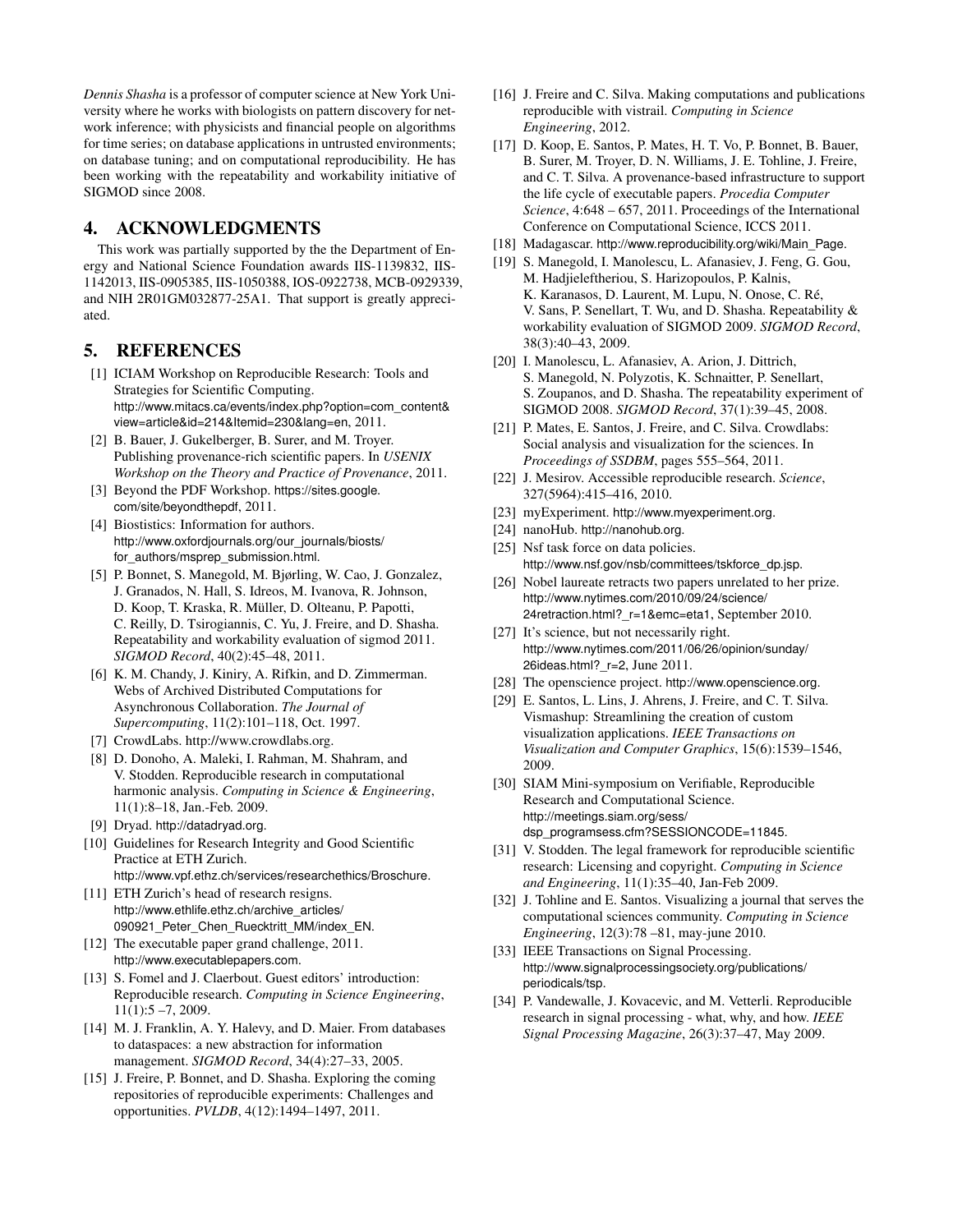*Dennis Shasha* is a professor of computer science at New York University where he works with biologists on pattern discovery for network inference; with physicists and financial people on algorithms for time series; on database applications in untrusted environments; on database tuning; and on computational reproducibility. He has been working with the repeatability and workability initiative of SIGMOD since 2008.

## 4. ACKNOWLEDGMENTS

This work was partially supported by the the Department of Energy and National Science Foundation awards IIS-1139832, IIS-1142013, IIS-0905385, IIS-1050388, IOS-0922738, MCB-0929339, and NIH 2R01GM032877-25A1. That support is greatly appreciated.

## 5. REFERENCES

[1] ICIAM Workshop on Reproducible Research: Tools and Strategies for Scientific Computing. http://www.mitacs.ca/events/index.php?option=com_content&view=article&id=214&Itemid=230&lang=en, 2011.

[2] B. Bauer, J. Gukelberger, B. Surer, and M. Troyer. Publishing provenance-rich scientific papers. In *USENIX Workshop on the Theory and Practice of Provenance*, 2011.

[3] Beyond the PDF Workshop. https://sites.google.com/site/beyondthepdf, 2011.

[4] Biostistics: Information for authors. http://www.oxfordjournals.org/our_journals/biosts/for_authors/msprep_submission.html.

[5] P. Bonnet, S. Manegold, M. Bjørling, W. Cao, J. Gonzalez, J. Granados, N. Hall, S. Idreos, M. Ivanova, R. Johnson, D. Koop, T. Kraska, R. Müller, D. Olteanu, P. Papotti, C. Reilly, D. Tsirogiannis, C. Yu, J. Freire, and D. Shasha. Repeatability and workability evaluation of sigmod 2011. *SIGMOD Record*, 40(2):45–48, 2011.

[6] K. M. Chandy, J. Kiniry, A. Rifkin, and D. Zimmerman. Webs of Archived Distributed Computations for Asynchronous Collaboration. *The Journal of Supercomputing*, 11(2):101–118, Oct. 1997.

[7] CrowdLabs. http://www.crowdlabs.org.

[8] D. Donoho, A. Maleki, I. Rahman, M. Shahram, and V. Stodden. Reproducible research in computational harmonic analysis. *Computing in Science & Engineering*, 11(1):8–18, Jan.-Feb. 2009.

[9] Dryad. http://datadryad.org.

[10] Guidelines for Research Integrity and Good Scientific Practice at ETH Zurich. http://www.vpf.ethz.ch/services/researchethics/Broschure.

[11] ETH Zurich's head of research resigns. http://www.ethlife.ethz.ch/archive_articles/090921_Peter_Chen_Ruecktritt_MM/index_EN.

[12] The executable paper grand challenge, 2011. http://www.executablepapers.com.

[13] S. Fomel and J. Claerbout. Guest editors' introduction: Reproducible research. *Computing in Science Engineering*, 11(1):5 –7, 2009.

[14] M. J. Franklin, A. Y. Halevy, and D. Maier. From databases to dataspaces: a new abstraction for information management. *SIGMOD Record*, 34(4):27–33, 2005.

[15] J. Freire, P. Bonnet, and D. Shasha. Exploring the coming repositories of reproducible experiments: Challenges and opportunities. *PVLDB*, 4(12):1494–1497, 2011.

[16] J. Freire and C. Silva. Making computations and publications reproducible with vistrail. *Computing in Science Engineering*, 2012.

[17] D. Koop, E. Santos, P. Mates, H. T. Vo, P. Bonnet, B. Bauer, B. Surer, M. Troyer, D. N. Williams, J. E. Tohline, J. Freire, and C. T. Silva. A provenance-based infrastructure to support the life cycle of executable papers. *Procedia Computer Science*, 4:648 – 657, 2011. Proceedings of the International Conference on Computational Science, ICCS 2011.

[18] Madagascar. http://www.reproducibility.org/wiki/Main_Page.

[19] S. Manegold, I. Manolescu, L. Afanasiev, J. Feng, G. Gou, M. Hadjieleftheriou, S. Harizopoulos, P. Kalnis, K. Karanasos, D. Laurent, M. Lupu, N. Onose, C. Ré, V. Sans, P. Senellart, T. Wu, and D. Shasha. Repeatability & workability evaluation of SIGMOD 2009. *SIGMOD Record*, 38(3):40–43, 2009.

[20] I. Manolescu, L. Afanasiev, A. Arion, J. Dittrich, S. Manegold, N. Polyzotis, K. Schnaitter, P. Senellart, S. Zoupanos, and D. Shasha. The repeatability experiment of SIGMOD 2008. *SIGMOD Record*, 37(1):39–45, 2008.

[21] P. Mates, E. Santos, J. Freire, and C. Silva. Crowdlabs: Social analysis and visualization for the sciences. In *Proceedings of SSDBM*, pages 555–564, 2011.

[22] J. Mesirov. Accessible reproducible research. *Science*, 327(5964):415–416, 2010.

[23] myExperiment. http://www.myexperiment.org.

[24] nanoHub. http://nanohub.org.

[25] Nsf task force on data policies. http://www.nsf.gov/nsb/committees/tskforce_dp.jsp.

[26] Nobel laureate retracts two papers unrelated to her prize. http://www.nytimes.com/2010/09/24/science/24retraction.html?_r=1&emc=eta1, September 2010.

[27] It's science, but not necessarily right. http://www.nytimes.com/2011/06/26/opinion/sunday/26ideas.html?_r=2, June 2011.

[28] The openscience project. http://www.openscience.org.

[29] E. Santos, L. Lins, J. Ahrens, J. Freire, and C. T. Silva. Vismashup: Streamlining the creation of custom visualization applications. *IEEE Transactions on Visualization and Computer Graphics*, 15(6):1539–1546, 2009.

[30] SIAM Mini-symposium on Verifiable, Reproducible Research and Computational Science. http://meetings.siam.org/sess/dsp_programsess.cfm?SESSIONCODE=11845.

[31] V. Stodden. The legal framework for reproducible scientific research: Licensing and copyright. *Computing in Science and Engineering*, 11(1):35–40, Jan-Feb 2009.

[32] J. Tohline and E. Santos. Visualizing a journal that serves the computational sciences community. *Computing in Science Engineering*, 12(3):78 –81, may-june 2010.

[33] IEEE Transactions on Signal Processing. http://www.signalprocessingsociety.org/publications/periodicals/tsp.

[34] P. Vandewalle, J. Kovacevic, and M. Vetterli. Reproducible research in signal processing - what, why, and how. *IEEE Signal Processing Magazine*, 26(3):37–47, May 2009.